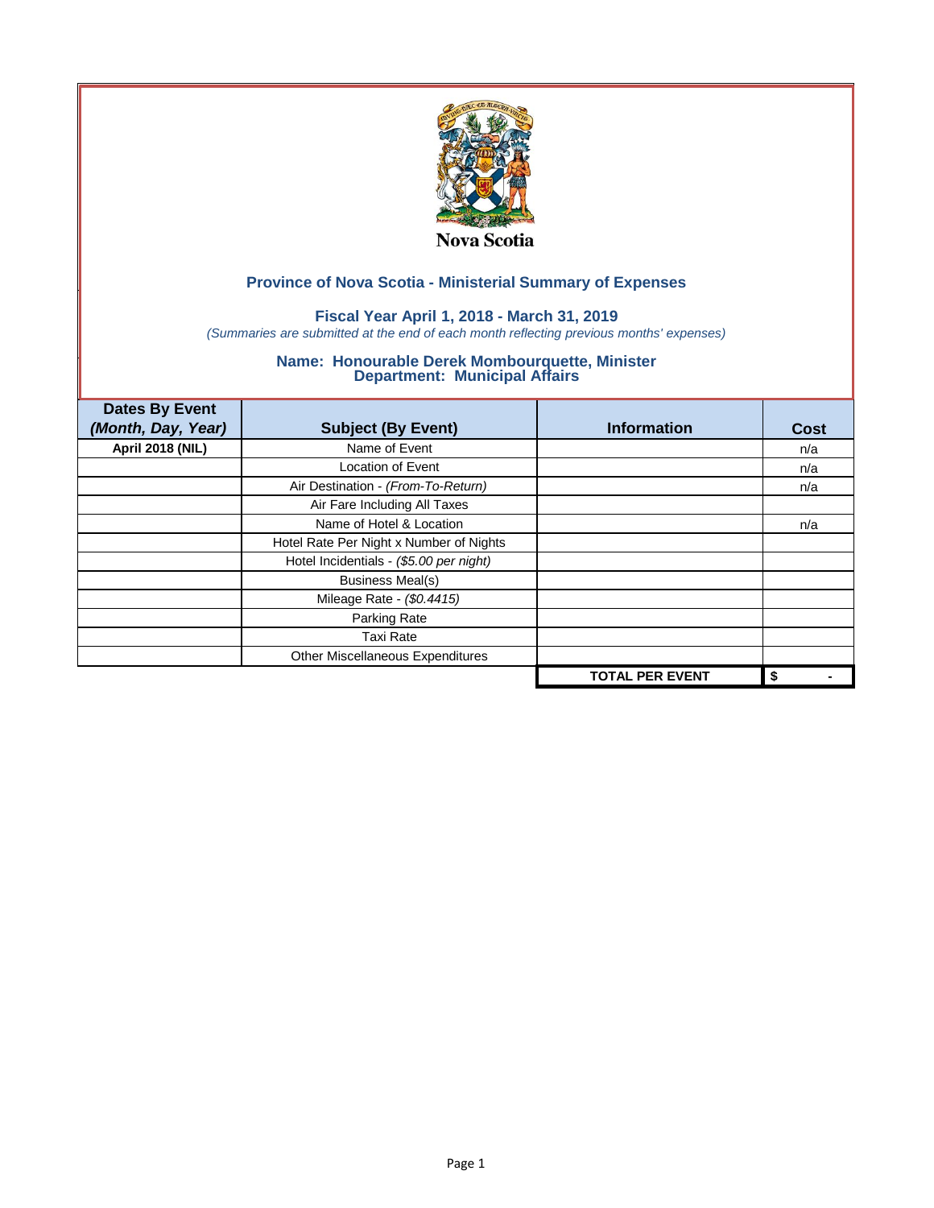Nova Scotia

## Province of Nova Scotia - Ministerial Summary of Expenses

### Fiscal Year April 1, 2018 - March 31, 2019

*(Summaries are submitted at the end of each month reflecting previous months' expenses)*

### Name: Honourable Derek Mombourquette, Minister
### Department: Municipal Affairs

| Dates By Event *(Month, Day, Year)* | Subject (By Event) | Information | Cost |
|---|---|---|---|
| **April 2018 (NIL)** | Name of Event | | n/a |
| | Location of Event | | n/a |
| | Air Destination - *(From-To-Return)* | | n/a |
| | Air Fare Including All Taxes | | |
| | Name of Hotel & Location | | n/a |
| | Hotel Rate Per Night x Number of Nights | | |
| | Hotel Incidentials - *($5.00 per night)* | | |
| | Business Meal(s) | | |
| | Mileage Rate - *($0.4415)* | | |
| | Parking Rate | | |
| | Taxi Rate | | |
| | Other Miscellaneous Expenditures | | |
| | | **TOTAL PER EVENT** | **$ -** |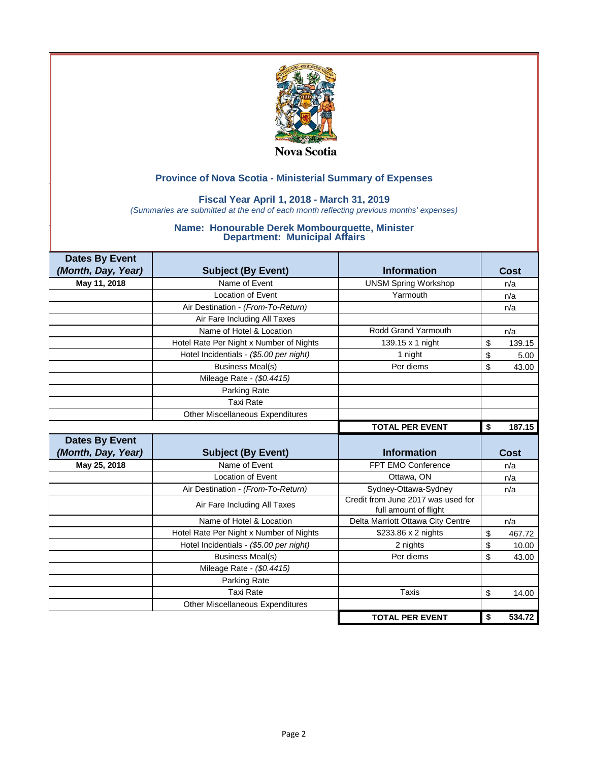Nova Scotia

## Province of Nova Scotia - Ministerial Summary of Expenses

### Fiscal Year April 1, 2018 - March 31, 2019

*(Summaries are submitted at the end of each month reflecting previous months' expenses)*

### Name: Honourable Derek Mombourquette, Minister
### Department: Municipal Affairs

| Dates By Event *(Month, Day, Year)* | Subject (By Event) | Information | Cost |
|---|---|---|---|
| **May 11, 2018** | Name of Event | UNSM Spring Workshop | n/a |
| | Location of Event | Yarmouth | n/a |
| | Air Destination - *(From-To-Return)* | | n/a |
| | Air Fare Including All Taxes | | |
| | Name of Hotel & Location | Rodd Grand Yarmouth | n/a |
| | Hotel Rate Per Night x Number of Nights | 139.15 x 1 night | $ 139.15 |
| | Hotel Incidentials - *($5.00 per night)* | 1 night | $ 5.00 |
| | Business Meal(s) | Per diems | $ 43.00 |
| | Mileage Rate - *($0.4415)* | | |
| | Parking Rate | | |
| | Taxi Rate | | |
| | Other Miscellaneous Expenditures | | |
| | | **TOTAL PER EVENT** | **$ 187.15** |

| Dates By Event *(Month, Day, Year)* | Subject (By Event) | Information | Cost |
|---|---|---|---|
| **May 25, 2018** | Name of Event | FPT EMO Conference | n/a |
| | Location of Event | Ottawa, ON | n/a |
| | Air Destination - *(From-To-Return)* | Sydney-Ottawa-Sydney | n/a |
| | Air Fare Including All Taxes | Credit from June 2017 was used for full amount of flight | |
| | Name of Hotel & Location | Delta Marriott Ottawa City Centre | n/a |
| | Hotel Rate Per Night x Number of Nights | $233.86 x 2 nights | $ 467.72 |
| | Hotel Incidentials - *($5.00 per night)* | 2 nights | $ 10.00 |
| | Business Meal(s) | Per diems | $ 43.00 |
| | Mileage Rate - *($0.4415)* | | |
| | Parking Rate | | |
| | Taxi Rate | Taxis | $ 14.00 |
| | Other Miscellaneous Expenditures | | |
| | | **TOTAL PER EVENT** | **$ 534.72** |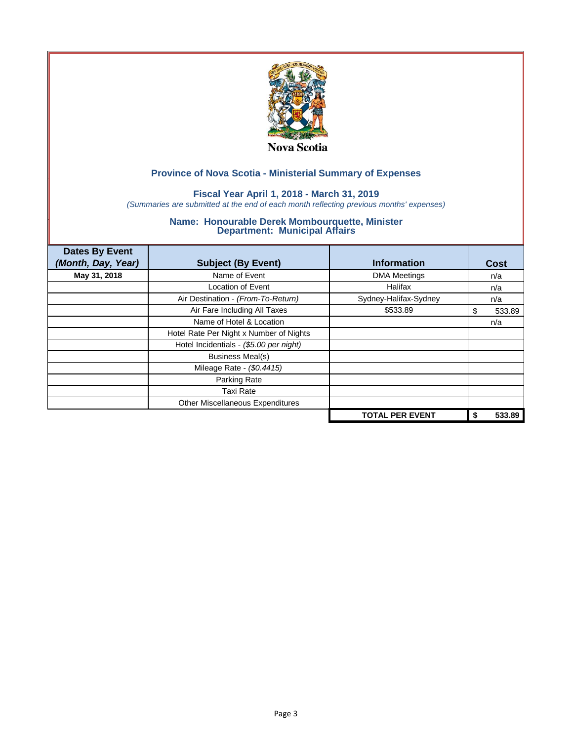Nova Scotia

## Province of Nova Scotia - Ministerial Summary of Expenses

### Fiscal Year April 1, 2018 - March 31, 2019

*(Summaries are submitted at the end of each month reflecting previous months' expenses)*

### Name: Honourable Derek Mombourquette, Minister
### Department: Municipal Affairs

| Dates By Event *(Month, Day, Year)* | Subject (By Event) | Information | Cost |
|---|---|---|---|
| **May 31, 2018** | Name of Event | DMA Meetings | n/a |
| | Location of Event | Halifax | n/a |
| | Air Destination - *(From-To-Return)* | Sydney-Halifax-Sydney | n/a |
| | Air Fare Including All Taxes | $533.89 | $ 533.89 |
| | Name of Hotel & Location | | n/a |
| | Hotel Rate Per Night x Number of Nights | | |
| | Hotel Incidentials - *($5.00 per night)* | | |
| | Business Meal(s) | | |
| | Mileage Rate - *($0.4415)* | | |
| | Parking Rate | | |
| | Taxi Rate | | |
| | Other Miscellaneous Expenditures | | |
| | | **TOTAL PER EVENT** | **$ 533.89** |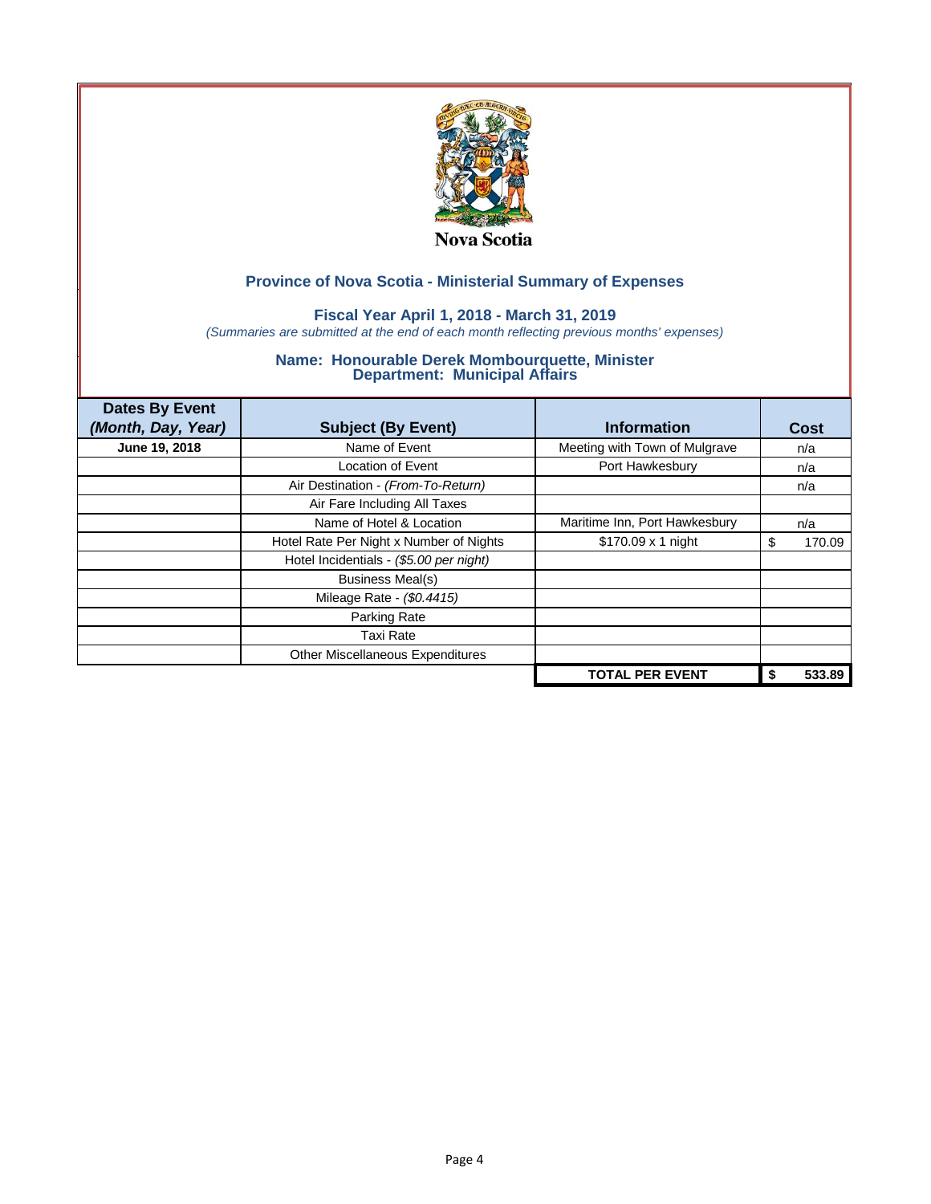Nova Scotia

## Province of Nova Scotia - Ministerial Summary of Expenses

### Fiscal Year April 1, 2018 - March 31, 2019

*(Summaries are submitted at the end of each month reflecting previous months' expenses)*

### Name: Honourable Derek Mombourquette, Minister
### Department: Municipal Affairs

| Dates By Event *(Month, Day, Year)* | Subject (By Event) | Information | Cost |
|---|---|---|---|
| **June 19, 2018** | Name of Event | Meeting with Town of Mulgrave | n/a |
| | Location of Event | Port Hawkesbury | n/a |
| | Air Destination - *(From-To-Return)* | | n/a |
| | Air Fare Including All Taxes | | |
| | Name of Hotel & Location | Maritime Inn, Port Hawkesbury | n/a |
| | Hotel Rate Per Night x Number of Nights | $170.09 x 1 night | $ 170.09 |
| | Hotel Incidentials - *($5.00 per night)* | | |
| | Business Meal(s) | | |
| | Mileage Rate - *($0.4415)* | | |
| | Parking Rate | | |
| | Taxi Rate | | |
| | Other Miscellaneous Expenditures | | |
| | | **TOTAL PER EVENT** | **$ 533.89** |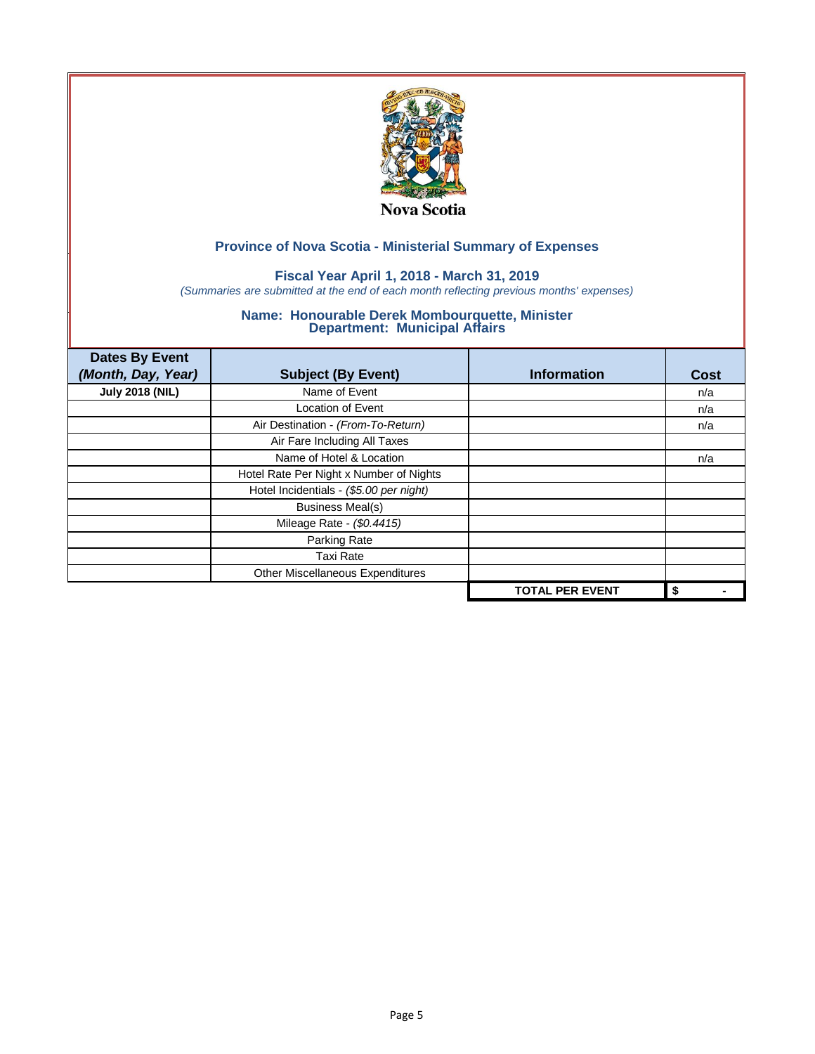Nova Scotia

## Province of Nova Scotia - Ministerial Summary of Expenses

### Fiscal Year April 1, 2018 - March 31, 2019

*(Summaries are submitted at the end of each month reflecting previous months' expenses)*

### Name: Honourable Derek Mombourquette, Minister
### Department: Municipal Affairs

| Dates By Event *(Month, Day, Year)* | Subject (By Event) | Information | Cost |
|---|---|---|---|
| **July 2018 (NIL)** | Name of Event | | n/a |
| | Location of Event | | n/a |
| | Air Destination - *(From-To-Return)* | | n/a |
| | Air Fare Including All Taxes | | |
| | Name of Hotel & Location | | n/a |
| | Hotel Rate Per Night x Number of Nights | | |
| | Hotel Incidentials - *($5.00 per night)* | | |
| | Business Meal(s) | | |
| | Mileage Rate - *($0.4415)* | | |
| | Parking Rate | | |
| | Taxi Rate | | |
| | Other Miscellaneous Expenditures | | |
| | | **TOTAL PER EVENT** | **$ -** |